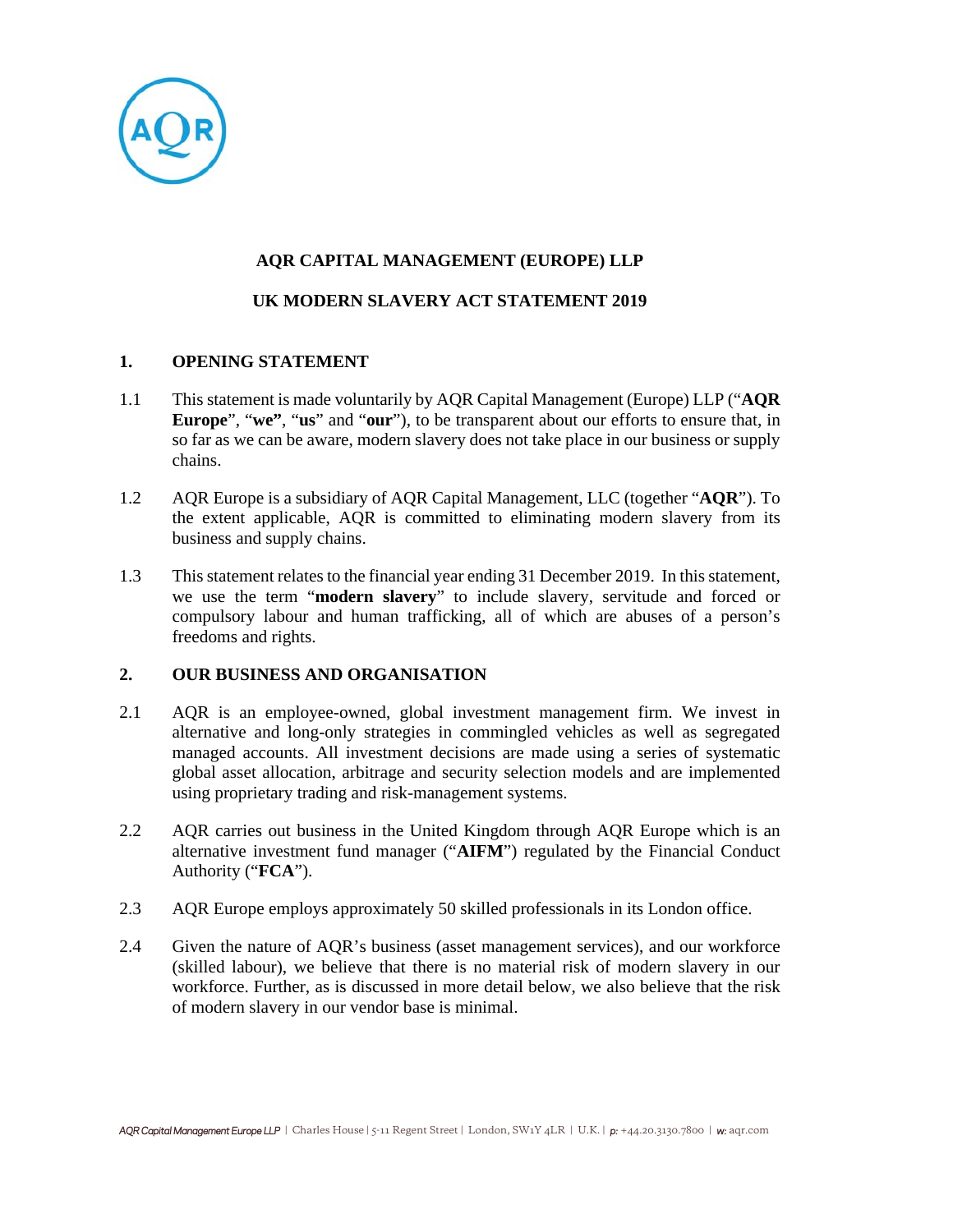# AQR CAPITAL MANAGEMENT (EUROPE) LLP

## UK MODERN SLAVERY ACT STATEMENT 2019

### 1. OPENING STATEMENT

1.1 This statement is made voluntarily by AQR Capital Management (Europe) LLP ("**AQR Europe**", "**we**", "**us**" and "**our**"), to be transparent about our efforts to ensure that, in so far as we can be aware, modern slavery does not take place in our business or supply chains.

1.2 AQR Europe is a subsidiary of AQR Capital Management, LLC (together "**AQR**"). To the extent applicable, AQR is committed to eliminating modern slavery from its business and supply chains.

1.3 This statement relates to the financial year ending 31 December 2019. In this statement, we use the term "**modern slavery**" to include slavery, servitude and forced or compulsory labour and human trafficking, all of which are abuses of a person's freedoms and rights.

### 2. OUR BUSINESS AND ORGANISATION

2.1 AQR is an employee-owned, global investment management firm. We invest in alternative and long-only strategies in commingled vehicles as well as segregated managed accounts. All investment decisions are made using a series of systematic global asset allocation, arbitrage and security selection models and are implemented using proprietary trading and risk-management systems.

2.2 AQR carries out business in the United Kingdom through AQR Europe which is an alternative investment fund manager ("**AIFM**") regulated by the Financial Conduct Authority ("**FCA**").

2.3 AQR Europe employs approximately 50 skilled professionals in its London office.

2.4 Given the nature of AQR's business (asset management services), and our workforce (skilled labour), we believe that there is no material risk of modern slavery in our workforce. Further, as is discussed in more detail below, we also believe that the risk of modern slavery in our vendor base is minimal.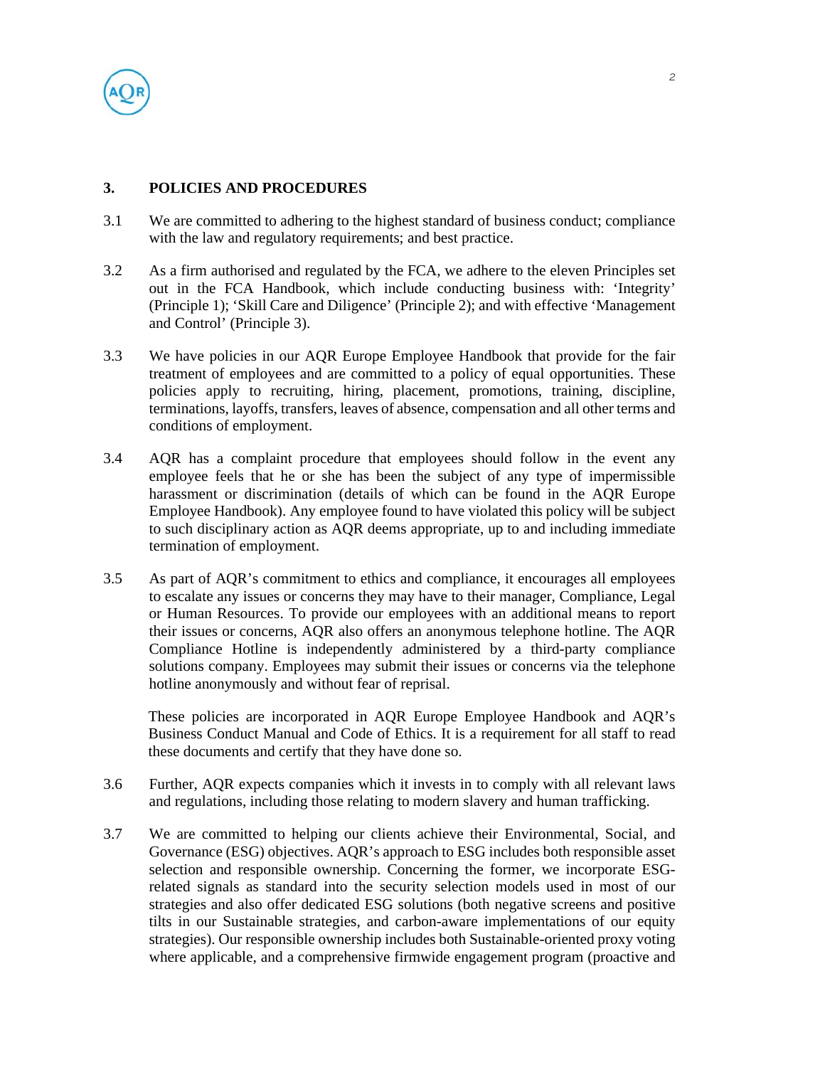## 3. POLICIES AND PROCEDURES

3.1 We are committed to adhering to the highest standard of business conduct; compliance with the law and regulatory requirements; and best practice.

3.2 As a firm authorised and regulated by the FCA, we adhere to the eleven Principles set out in the FCA Handbook, which include conducting business with: 'Integrity' (Principle 1); 'Skill Care and Diligence' (Principle 2); and with effective 'Management and Control' (Principle 3).

3.3 We have policies in our AQR Europe Employee Handbook that provide for the fair treatment of employees and are committed to a policy of equal opportunities. These policies apply to recruiting, hiring, placement, promotions, training, discipline, terminations, layoffs, transfers, leaves of absence, compensation and all other terms and conditions of employment.

3.4 AQR has a complaint procedure that employees should follow in the event any employee feels that he or she has been the subject of any type of impermissible harassment or discrimination (details of which can be found in the AQR Europe Employee Handbook). Any employee found to have violated this policy will be subject to such disciplinary action as AQR deems appropriate, up to and including immediate termination of employment.

3.5 As part of AQR's commitment to ethics and compliance, it encourages all employees to escalate any issues or concerns they may have to their manager, Compliance, Legal or Human Resources. To provide our employees with an additional means to report their issues or concerns, AQR also offers an anonymous telephone hotline. The AQR Compliance Hotline is independently administered by a third-party compliance solutions company. Employees may submit their issues or concerns via the telephone hotline anonymously and without fear of reprisal.

These policies are incorporated in AQR Europe Employee Handbook and AQR's Business Conduct Manual and Code of Ethics. It is a requirement for all staff to read these documents and certify that they have done so.

3.6 Further, AQR expects companies which it invests in to comply with all relevant laws and regulations, including those relating to modern slavery and human trafficking.

3.7 We are committed to helping our clients achieve their Environmental, Social, and Governance (ESG) objectives. AQR's approach to ESG includes both responsible asset selection and responsible ownership. Concerning the former, we incorporate ESG-related signals as standard into the security selection models used in most of our strategies and also offer dedicated ESG solutions (both negative screens and positive tilts in our Sustainable strategies, and carbon-aware implementations of our equity strategies). Our responsible ownership includes both Sustainable-oriented proxy voting where applicable, and a comprehensive firmwide engagement program (proactive and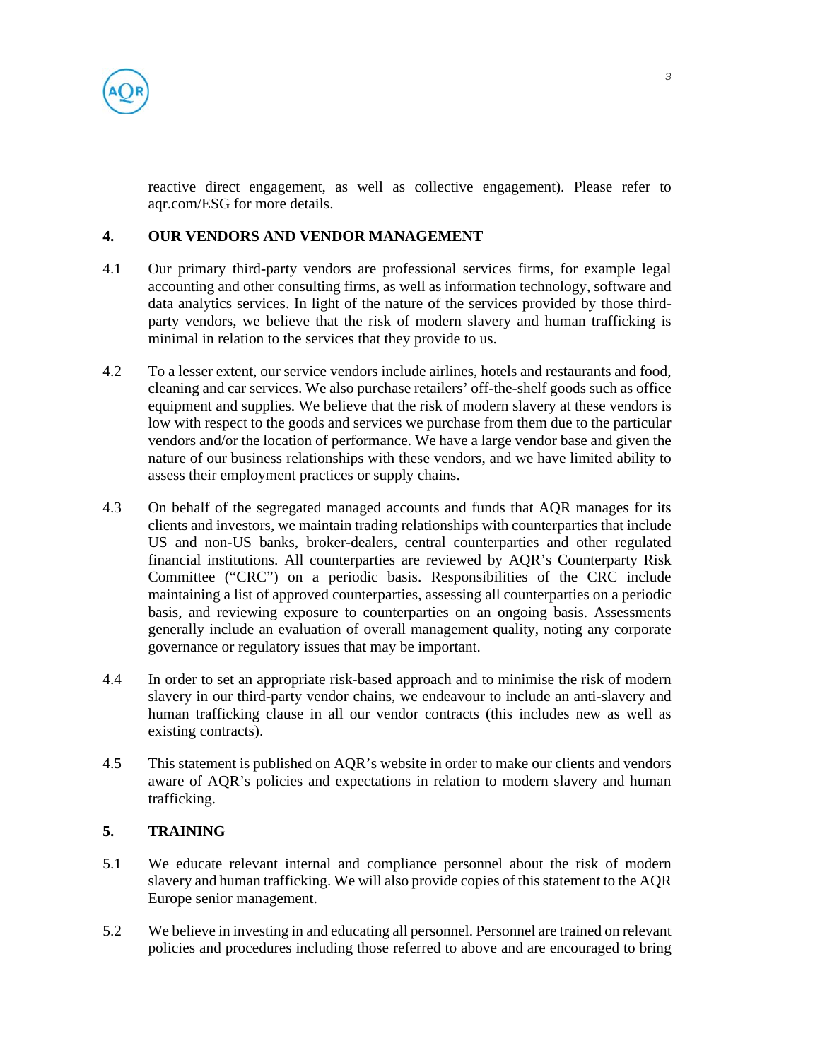reactive direct engagement, as well as collective engagement). Please refer to aqr.com/ESG for more details.

## 4. OUR VENDORS AND VENDOR MANAGEMENT

4.1 Our primary third-party vendors are professional services firms, for example legal accounting and other consulting firms, as well as information technology, software and data analytics services. In light of the nature of the services provided by those third-party vendors, we believe that the risk of modern slavery and human trafficking is minimal in relation to the services that they provide to us.

4.2 To a lesser extent, our service vendors include airlines, hotels and restaurants and food, cleaning and car services. We also purchase retailers' off-the-shelf goods such as office equipment and supplies. We believe that the risk of modern slavery at these vendors is low with respect to the goods and services we purchase from them due to the particular vendors and/or the location of performance. We have a large vendor base and given the nature of our business relationships with these vendors, and we have limited ability to assess their employment practices or supply chains.

4.3 On behalf of the segregated managed accounts and funds that AQR manages for its clients and investors, we maintain trading relationships with counterparties that include US and non-US banks, broker-dealers, central counterparties and other regulated financial institutions. All counterparties are reviewed by AQR's Counterparty Risk Committee ("CRC") on a periodic basis. Responsibilities of the CRC include maintaining a list of approved counterparties, assessing all counterparties on a periodic basis, and reviewing exposure to counterparties on an ongoing basis. Assessments generally include an evaluation of overall management quality, noting any corporate governance or regulatory issues that may be important.

4.4 In order to set an appropriate risk-based approach and to minimise the risk of modern slavery in our third-party vendor chains, we endeavour to include an anti-slavery and human trafficking clause in all our vendor contracts (this includes new as well as existing contracts).

4.5 This statement is published on AQR's website in order to make our clients and vendors aware of AQR's policies and expectations in relation to modern slavery and human trafficking.

## 5. TRAINING

5.1 We educate relevant internal and compliance personnel about the risk of modern slavery and human trafficking. We will also provide copies of this statement to the AQR Europe senior management.

5.2 We believe in investing in and educating all personnel. Personnel are trained on relevant policies and procedures including those referred to above and are encouraged to bring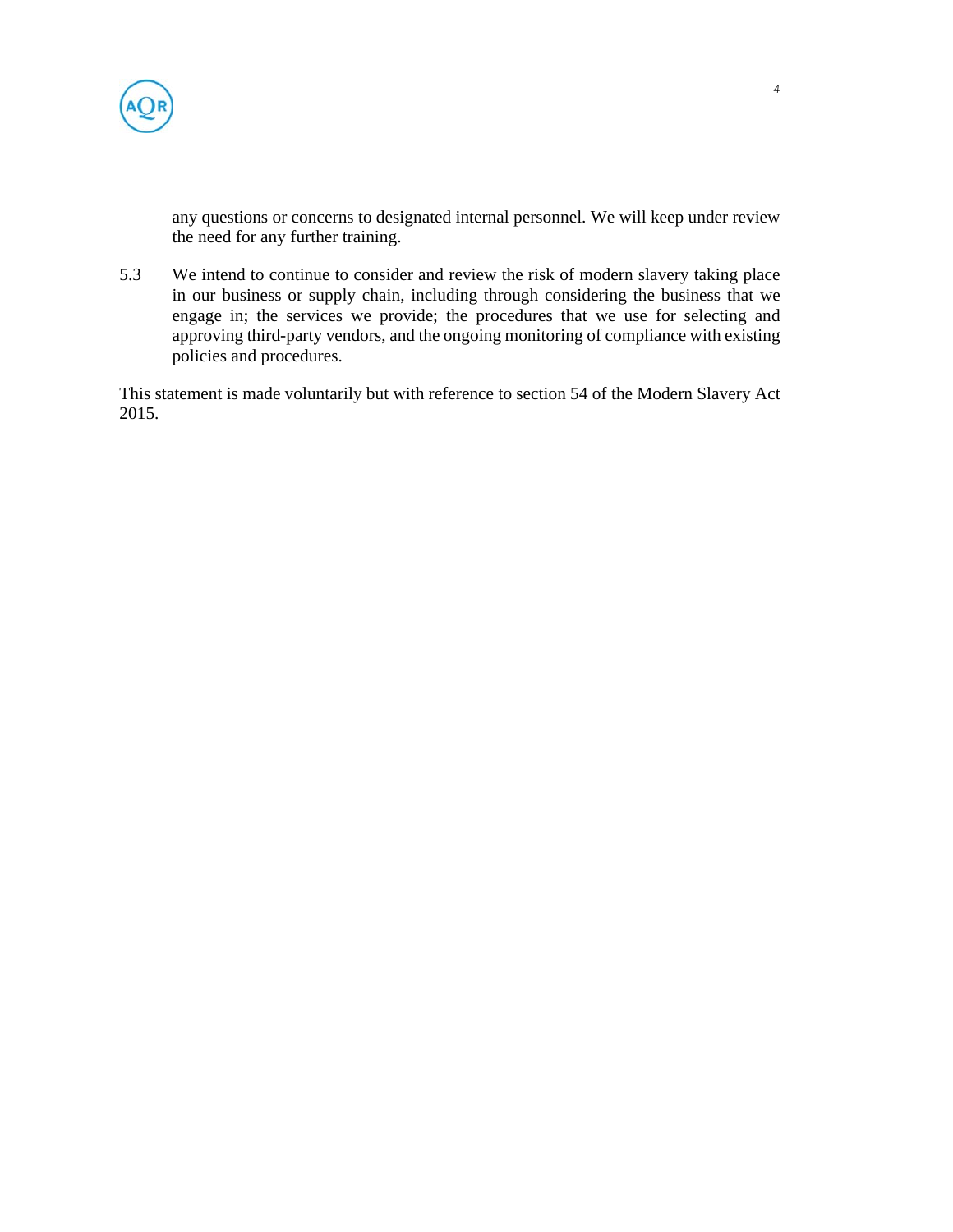any questions or concerns to designated internal personnel. We will keep under review the need for any further training.

5.3 We intend to continue to consider and review the risk of modern slavery taking place in our business or supply chain, including through considering the business that we engage in; the services we provide; the procedures that we use for selecting and approving third-party vendors, and the ongoing monitoring of compliance with existing policies and procedures.

This statement is made voluntarily but with reference to section 54 of the Modern Slavery Act 2015.